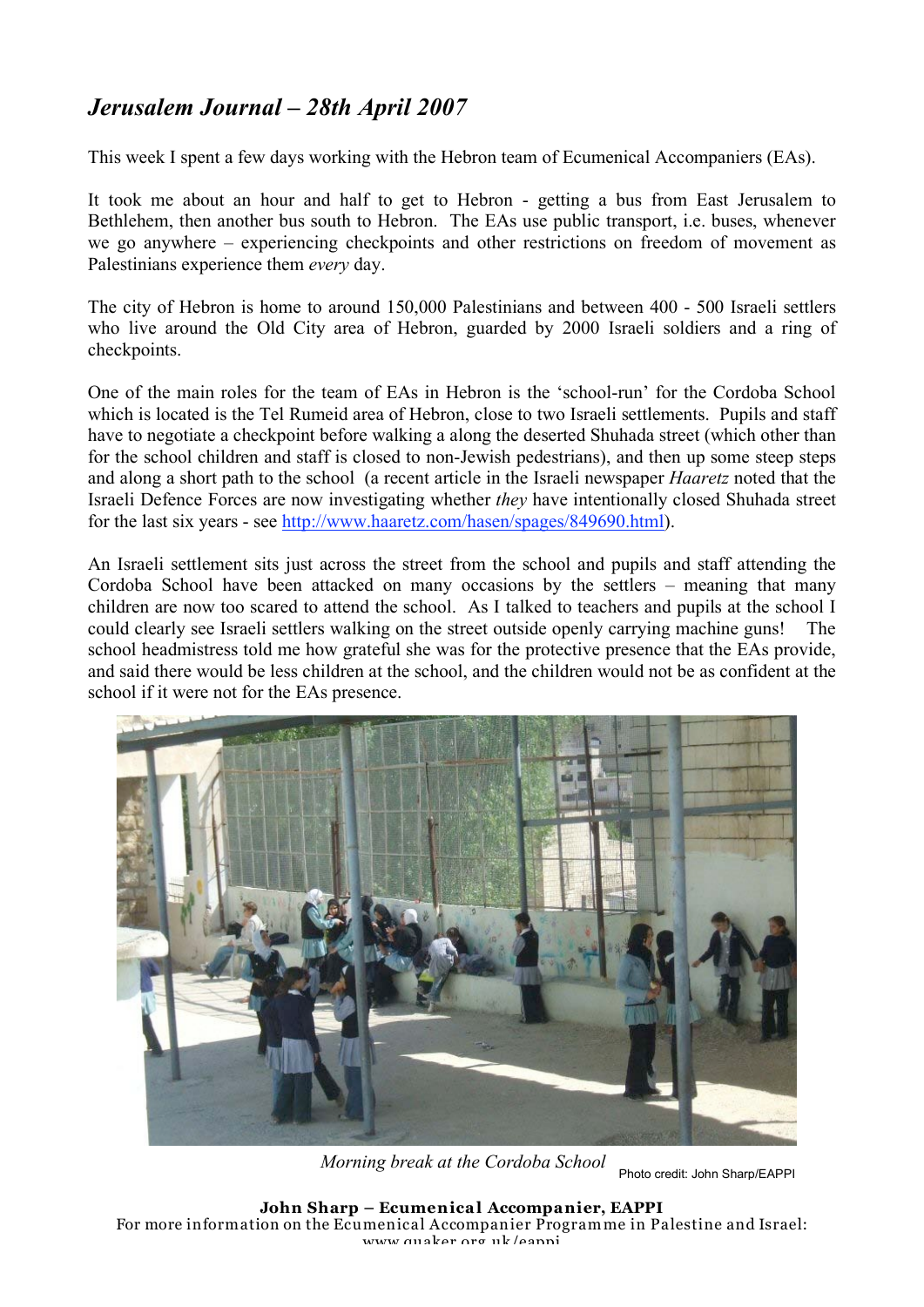# *Jerusalem Journal – 28th April 2007*

This week I spent a few days working with the Hebron team of Ecumenical Accompaniers (EAs).

It took me about an hour and half to get to Hebron - getting a bus from East Jerusalem to Bethlehem, then another bus south to Hebron. The EAs use public transport, i.e. buses, whenever we go anywhere – experiencing checkpoints and other restrictions on freedom of movement as Palestinians experience them *every* day.

The city of Hebron is home to around 150,000 Palestinians and between 400 - 500 Israeli settlers who live around the Old City area of Hebron, guarded by 2000 Israeli soldiers and a ring of checkpoints.

One of the main roles for the team of EAs in Hebron is the 'school-run' for the Cordoba School which is located is the Tel Rumeid area of Hebron, close to two Israeli settlements. Pupils and staff have to negotiate a checkpoint before walking a along the deserted Shuhada street (which other than for the school children and staff is closed to non-Jewish pedestrians), and then up some steep steps and along a short path to the school (a recent article in the Israeli newspaper *Haaretz* noted that the Israeli Defence Forces are now investigating whether *they* have intentionally closed Shuhada street for the last six years - see http://www.haaretz.com/hasen/spages/849690.html).

An Israeli settlement sits just across the street from the school and pupils and staff attending the Cordoba School have been attacked on many occasions by the settlers – meaning that many children are now too scared to attend the school. As I talked to teachers and pupils at the school I could clearly see Israeli settlers walking on the street outside openly carrying machine guns! The school headmistress told me how grateful she was for the protective presence that the EAs provide, and said there would be less children at the school, and the children would not be as confident at the school if it were not for the EAs presence.

*Morning break at the Cordoba School* Photo credit: John Sharp/EAPPI

**John Sharp – Ecumenical Accompanier, EAPPI**
For more information on the Ecumenical Accompanier Programme in Palestine and Israel: www.quaker.org.uk/eappi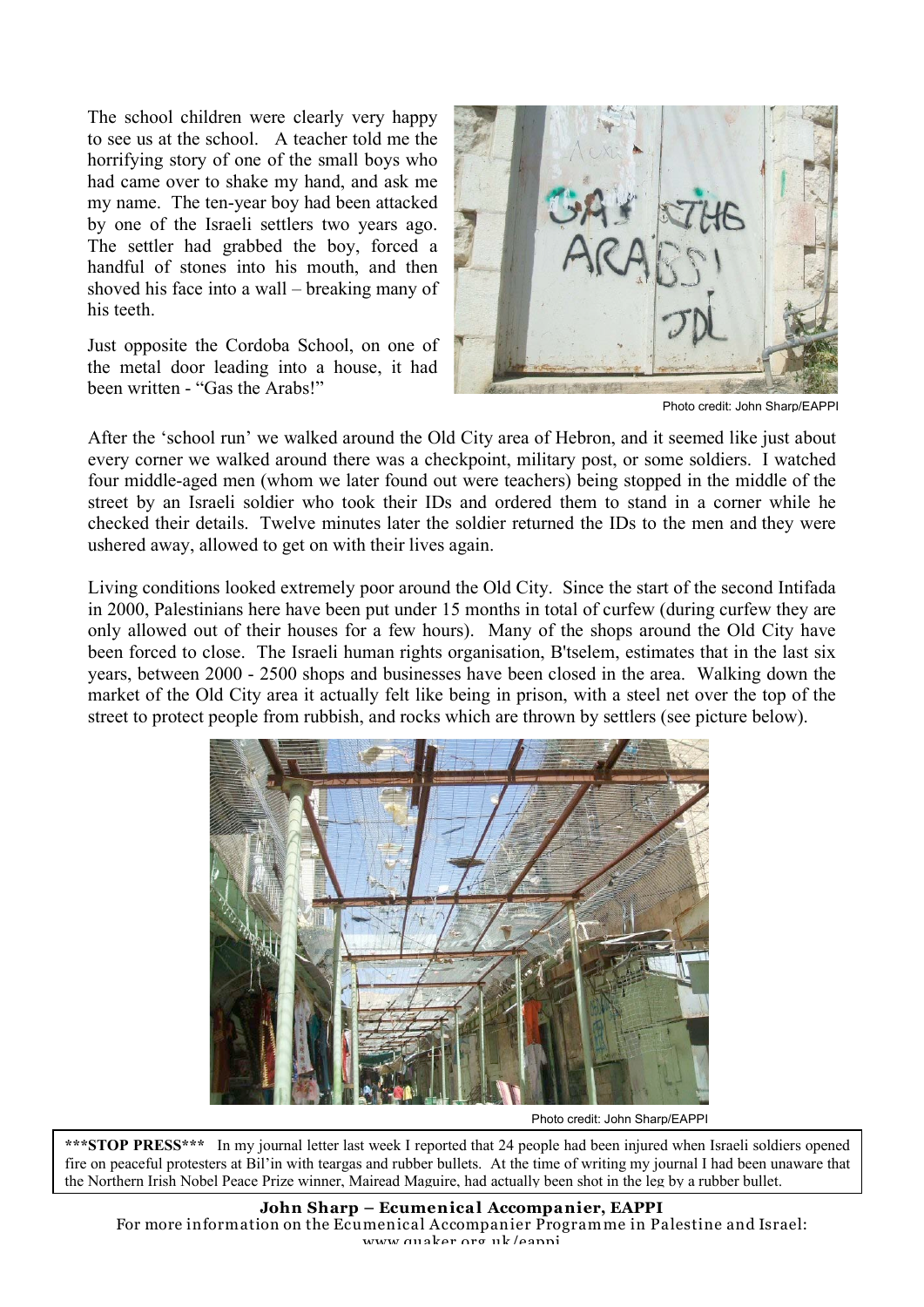The school children were clearly very happy to see us at the school. A teacher told me the horrifying story of one of the small boys who had came over to shake my hand, and ask me my name. The ten-year boy had been attacked by one of the Israeli settlers two years ago. The settler had grabbed the boy, forced a handful of stones into his mouth, and then shoved his face into a wall – breaking many of his teeth.

Just opposite the Cordoba School, on one of the metal door leading into a house, it had been written - "Gas the Arabs!"

Photo credit: John Sharp/EAPPI

After the 'school run' we walked around the Old City area of Hebron, and it seemed like just about every corner we walked around there was a checkpoint, military post, or some soldiers. I watched four middle-aged men (whom we later found out were teachers) being stopped in the middle of the street by an Israeli soldier who took their IDs and ordered them to stand in a corner while he checked their details. Twelve minutes later the soldier returned the IDs to the men and they were ushered away, allowed to get on with their lives again.

Living conditions looked extremely poor around the Old City. Since the start of the second Intifada in 2000, Palestinians here have been put under 15 months in total of curfew (during curfew they are only allowed out of their houses for a few hours). Many of the shops around the Old City have been forced to close. The Israeli human rights organisation, B'tselem, estimates that in the last six years, between 2000 - 2500 shops and businesses have been closed in the area. Walking down the market of the Old City area it actually felt like being in prison, with a steel net over the top of the street to protect people from rubbish, and rocks which are thrown by settlers (see picture below).

Photo credit: John Sharp/EAPPI

**\*\*\*STOP PRESS\*\*\*** In my journal letter last week I reported that 24 people had been injured when Israeli soldiers opened fire on peaceful protesters at Bil'in with teargas and rubber bullets. At the time of writing my journal I had been unaware that the Northern Irish Nobel Peace Prize winner, Mairead Maguire, had actually been shot in the leg by a rubber bullet.

**John Sharp – Ecumenical Accompanier, EAPPI**

For more information on the Ecumenical Accompanier Programme in Palestine and Israel: www.quaker.org.uk/eappi